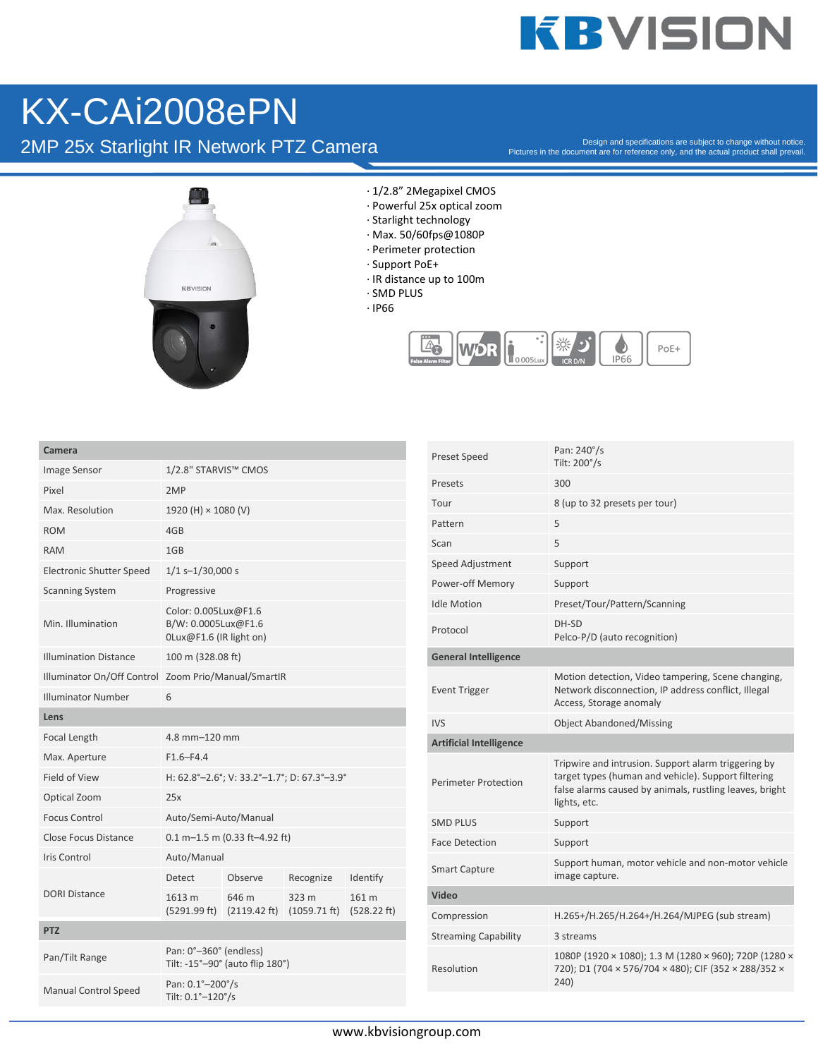# KX-CAi2008ePN

## 2MP 25x Starlight IR Network PTZ Camera

Design and specifications are subject to change without notice.
Pictures in the document are for reference only, and the actual product shall prevail.

- 1/2.8" 2Megapixel CMOS
- Powerful 25x optical zoom
- Starlight technology
- Max. 50/60fps@1080P
- Perimeter protection
- Support PoE+
- IR distance up to 100m
- SMD PLUS
- IP66

| **Camera** | | | | |
|---|---|---|---|---|
| Image Sensor | 1/2.8" STARVIS™ CMOS | | | |
| Pixel | 2MP | | | |
| Max. Resolution | 1920 (H) × 1080 (V) | | | |
| ROM | 4GB | | | |
| RAM | 1GB | | | |
| Electronic Shutter Speed | 1/1 s–1/30,000 s | | | |
| Scanning System | Progressive | | | |
| Min. Illumination | Color: 0.005Lux@F1.6<br>B/W: 0.0005Lux@F1.6<br>0Lux@F1.6 (IR light on) | | | |
| Illumination Distance | 100 m (328.08 ft) | | | |
| Illuminator On/Off Control | Zoom Prio/Manual/SmartIR | | | |
| Illuminator Number | 6 | | | |
| **Lens** | | | | |
| Focal Length | 4.8 mm–120 mm | | | |
| Max. Aperture | F1.6–F4.4 | | | |
| Field of View | H: 62.8°–2.6°; V: 33.2°–1.7°; D: 67.3°–3.9° | | | |
| Optical Zoom | 25x | | | |
| Focus Control | Auto/Semi-Auto/Manual | | | |
| Close Focus Distance | 0.1 m–1.5 m (0.33 ft–4.92 ft) | | | |
| Iris Control | Auto/Manual | | | |
| DORI Distance | Detect | Observe | Recognize | Identify |
| | 1613 m (5291.99 ft) | 646 m (2119.42 ft) | 323 m (1059.71 ft) | 161 m (528.22 ft) |
| **PTZ** | | | | |
| Pan/Tilt Range | Pan: 0°–360° (endless)<br>Tilt: -15°–90° (auto flip 180°) | | | |
| Manual Control Speed | Pan: 0.1°–200°/s<br>Tilt: 0.1°–120°/s | | | |

| | |
|---|---|
| Preset Speed | Pan: 240°/s<br>Tilt: 200°/s |
| Presets | 300 |
| Tour | 8 (up to 32 presets per tour) |
| Pattern | 5 |
| Scan | 5 |
| Speed Adjustment | Support |
| Power-off Memory | Support |
| Idle Motion | Preset/Tour/Pattern/Scanning |
| Protocol | DH-SD<br>Pelco-P/D (auto recognition) |
| **General Intelligence** | |
| Event Trigger | Motion detection, Video tampering, Scene changing, Network disconnection, IP address conflict, Illegal Access, Storage anomaly |
| IVS | Object Abandoned/Missing |
| **Artificial Intelligence** | |
| Perimeter Protection | Tripwire and intrusion. Support alarm triggering by target types (human and vehicle). Support filtering false alarms caused by animals, rustling leaves, bright lights, etc. |
| SMD PLUS | Support |
| Face Detection | Support |
| Smart Capture | Support human, motor vehicle and non-motor vehicle image capture. |
| **Video** | |
| Compression | H.265+/H.265/H.264+/H.264/MJPEG (sub stream) |
| Streaming Capability | 3 streams |
| Resolution | 1080P (1920 × 1080); 1.3 M (1280 × 960); 720P (1280 × 720); D1 (704 × 576/704 × 480); CIF (352 × 288/352 × 240) |

www.kbvisiongroup.com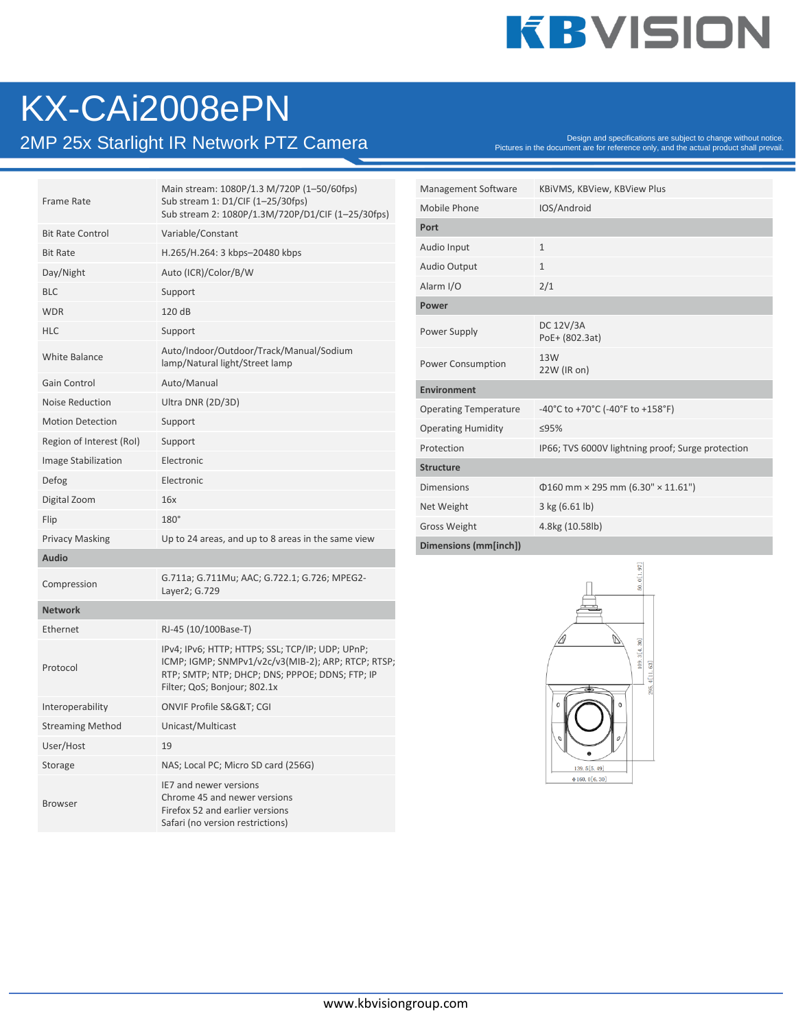# KX-CAi2008ePN

## 2MP 25x Starlight IR Network PTZ Camera

Design and specifications are subject to change without notice.
Pictures in the document are for reference only, and the actual product shall prevail.

| | |
|---|---|
| Frame Rate | Main stream: 1080P/1.3 M/720P (1–50/60fps)<br>Sub stream 1: D1/CIF (1–25/30fps)<br>Sub stream 2: 1080P/1.3M/720P/D1/CIF (1–25/30fps) |
| Bit Rate Control | Variable/Constant |
| Bit Rate | H.265/H.264: 3 kbps–20480 kbps |
| Day/Night | Auto (ICR)/Color/B/W |
| BLC | Support |
| WDR | 120 dB |
| HLC | Support |
| White Balance | Auto/Indoor/Outdoor/Track/Manual/Sodium lamp/Natural light/Street lamp |
| Gain Control | Auto/Manual |
| Noise Reduction | Ultra DNR (2D/3D) |
| Motion Detection | Support |
| Region of Interest (RoI) | Support |
| Image Stabilization | Electronic |
| Defog | Electronic |
| Digital Zoom | 16x |
| Flip | 180° |
| Privacy Masking | Up to 24 areas, and up to 8 areas in the same view |
| **Audio** | |
| Compression | G.711a; G.711Mu; AAC; G.722.1; G.726; MPEG2-Layer2; G.729 |
| **Network** | |
| Ethernet | RJ-45 (10/100Base-T) |
| Protocol | IPv4; IPv6; HTTP; HTTPS; SSL; TCP/IP; UDP; UPnP; ICMP; IGMP; SNMPv1/v2c/v3(MIB-2); ARP; RTCP; RTSP; RTP; SMTP; NTP; DHCP; DNS; PPPOE; DDNS; FTP; IP Filter; QoS; Bonjour; 802.1x |
| Interoperability | ONVIF Profile S&G&T; CGI |
| Streaming Method | Unicast/Multicast |
| User/Host | 19 |
| Storage | NAS; Local PC; Micro SD card (256G) |
| Browser | IE7 and newer versions<br>Chrome 45 and newer versions<br>Firefox 52 and earlier versions<br>Safari (no version restrictions) |
| Management Software | KBiVMS, KBView, KBView Plus |
| Mobile Phone | IOS/Android |
| **Port** | |
| Audio Input | 1 |
| Audio Output | 1 |
| Alarm I/O | 2/1 |
| **Power** | |
| Power Supply | DC 12V/3A<br>PoE+ (802.3at) |
| Power Consumption | 13W<br>22W (IR on) |
| **Environment** | |
| Operating Temperature | -40°C to +70°C (-40°F to +158°F) |
| Operating Humidity | ≤95% |
| Protection | IP66; TVS 6000V lightning proof; Surge protection |
| **Structure** | |
| Dimensions | Φ160 mm × 295 mm (6.30" × 11.61") |
| Net Weight | 3 kg (6.61 lb) |
| Gross Weight | 4.8kg (10.58lb) |
| **Dimensions (mm[inch])** | |

50.0[1.97]
109.3[4.30]
295.4[11.63]
139.5[5.49]
Φ160.0[6.30]

www.kbvisiongroup.com